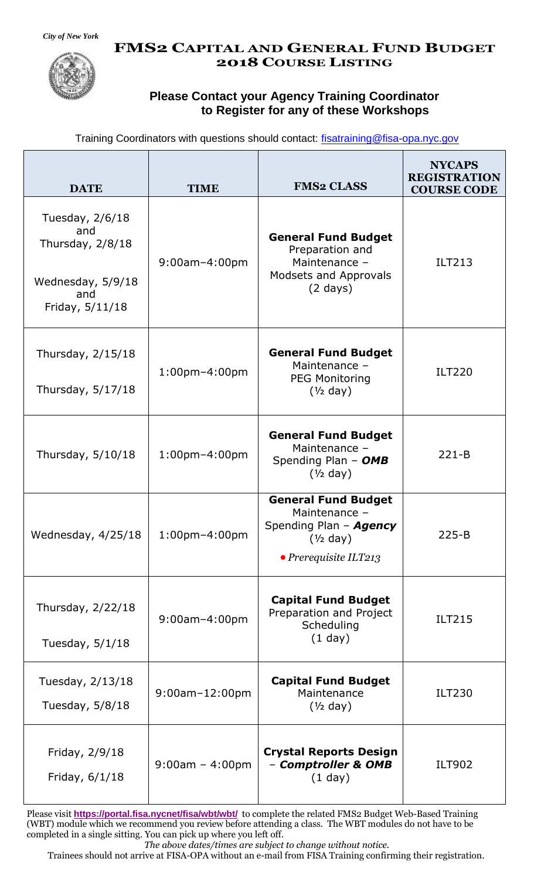*City of New York*

# FMS2 Capital and General Fund Budget 2018 Course Listing

## Please Contact your Agency Training Coordinator to Register for any of these Workshops

Training Coordinators with questions should contact: fisatraining@fisa-opa.nyc.gov

| DATE | TIME | FMS2 CLASS | NYCAPS REGISTRATION COURSE CODE |
|---|---|---|---|
| Tuesday, 2/6/18 and Thursday, 2/8/18<br><br>Wednesday, 5/9/18 and Friday, 5/11/18 | 9:00am–4:00pm | **General Fund Budget** Preparation and Maintenance – Modsets and Approvals (2 days) | ILT213 |
| Thursday, 2/15/18<br><br>Thursday, 5/17/18 | 1:00pm–4:00pm | **General Fund Budget** Maintenance – PEG Monitoring (½ day) | ILT220 |
| Thursday, 5/10/18 | 1:00pm–4:00pm | **General Fund Budget** Maintenance – Spending Plan – ***OMB*** (½ day) | 221-B |
| Wednesday, 4/25/18 | 1:00pm–4:00pm | **General Fund Budget** Maintenance – Spending Plan – ***Agency*** (½ day)<br>• *Prerequisite ILT213* | 225-B |
| Thursday, 2/22/18<br><br>Tuesday, 5/1/18 | 9:00am–4:00pm | **Capital Fund Budget** Preparation and Project Scheduling (1 day) | ILT215 |
| Tuesday, 2/13/18<br><br>Tuesday, 5/8/18 | 9:00am–12:00pm | **Capital Fund Budget** Maintenance (½ day) | ILT230 |
| Friday, 2/9/18<br><br>Friday, 6/1/18 | 9:00am – 4:00pm | **Crystal Reports Design** – ***Comptroller & OMB*** (1 day) | ILT902 |

Please visit **https://portal.fisa.nycnet/fisa/wbt/wbt/** to complete the related FMS2 Budget Web-Based Training (WBT) module which we recommend you review before attending a class. The WBT modules do not have to be completed in a single sitting. You can pick up where you left off.

*The above dates/times are subject to change without notice.*

Trainees should not arrive at FISA-OPA without an e-mail from FISA Training confirming their registration.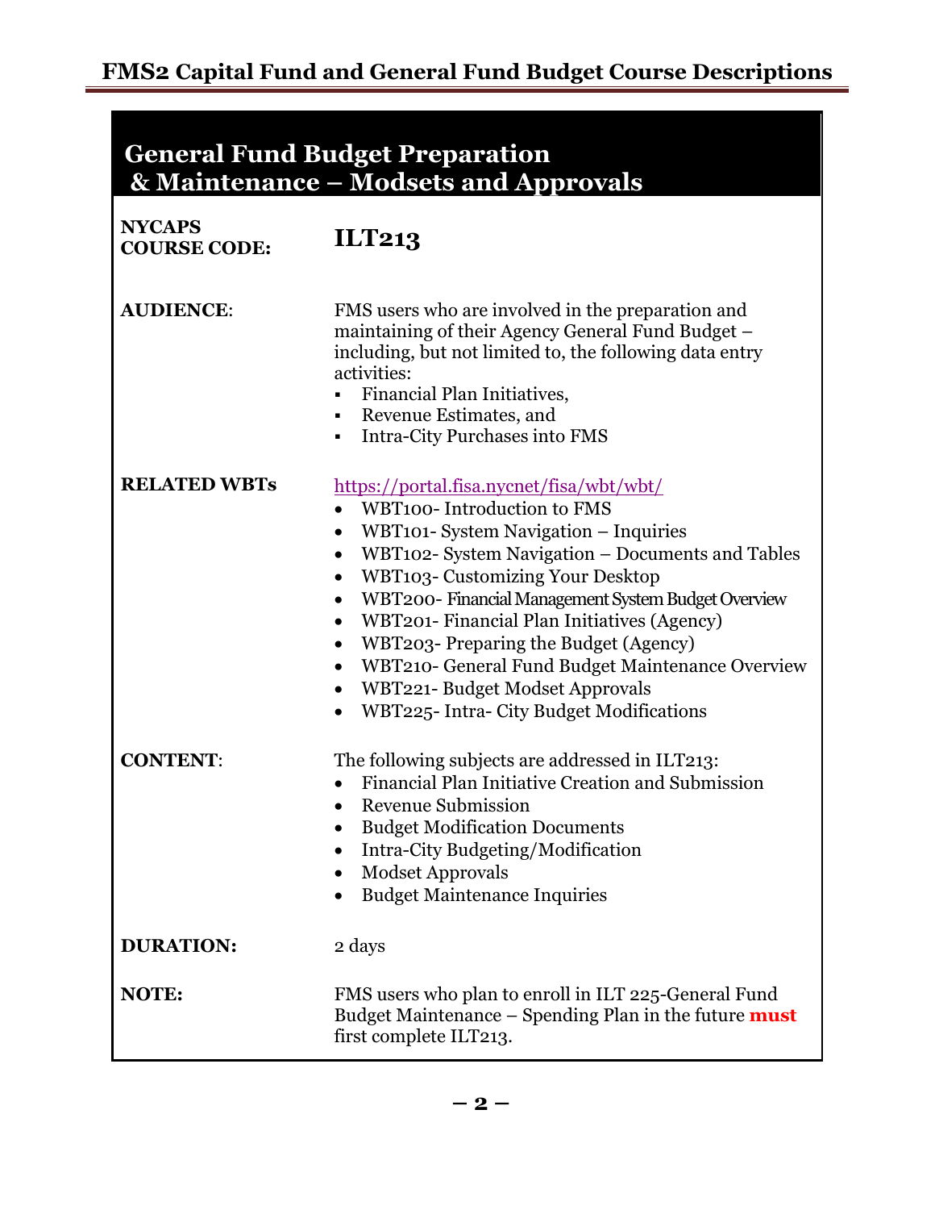# FMS2 Capital Fund and General Fund Budget Course Descriptions

## General Fund Budget Preparation & Maintenance – Modsets and Approvals

**NYCAPS COURSE CODE:** **ILT213**

**AUDIENCE:** FMS users who are involved in the preparation and maintaining of their Agency General Fund Budget – including, but not limited to, the following data entry activities:

- Financial Plan Initiatives,
- Revenue Estimates, and
- Intra-City Purchases into FMS

**RELATED WBTs** https://portal.fisa.nycnet/fisa/wbt/wbt/

- WBT100- Introduction to FMS
- WBT101- System Navigation – Inquiries
- WBT102- System Navigation – Documents and Tables
- WBT103- Customizing Your Desktop
- WBT200- Financial Management System Budget Overview
- WBT201- Financial Plan Initiatives (Agency)
- WBT203- Preparing the Budget (Agency)
- WBT210- General Fund Budget Maintenance Overview
- WBT221- Budget Modset Approvals
- WBT225- Intra- City Budget Modifications

**CONTENT:** The following subjects are addressed in ILT213:

- Financial Plan Initiative Creation and Submission
- Revenue Submission
- Budget Modification Documents
- Intra-City Budgeting/Modification
- Modset Approvals
- Budget Maintenance Inquiries

**DURATION:** 2 days

**NOTE:** FMS users who plan to enroll in ILT 225-General Fund Budget Maintenance – Spending Plan in the future **must** first complete ILT213.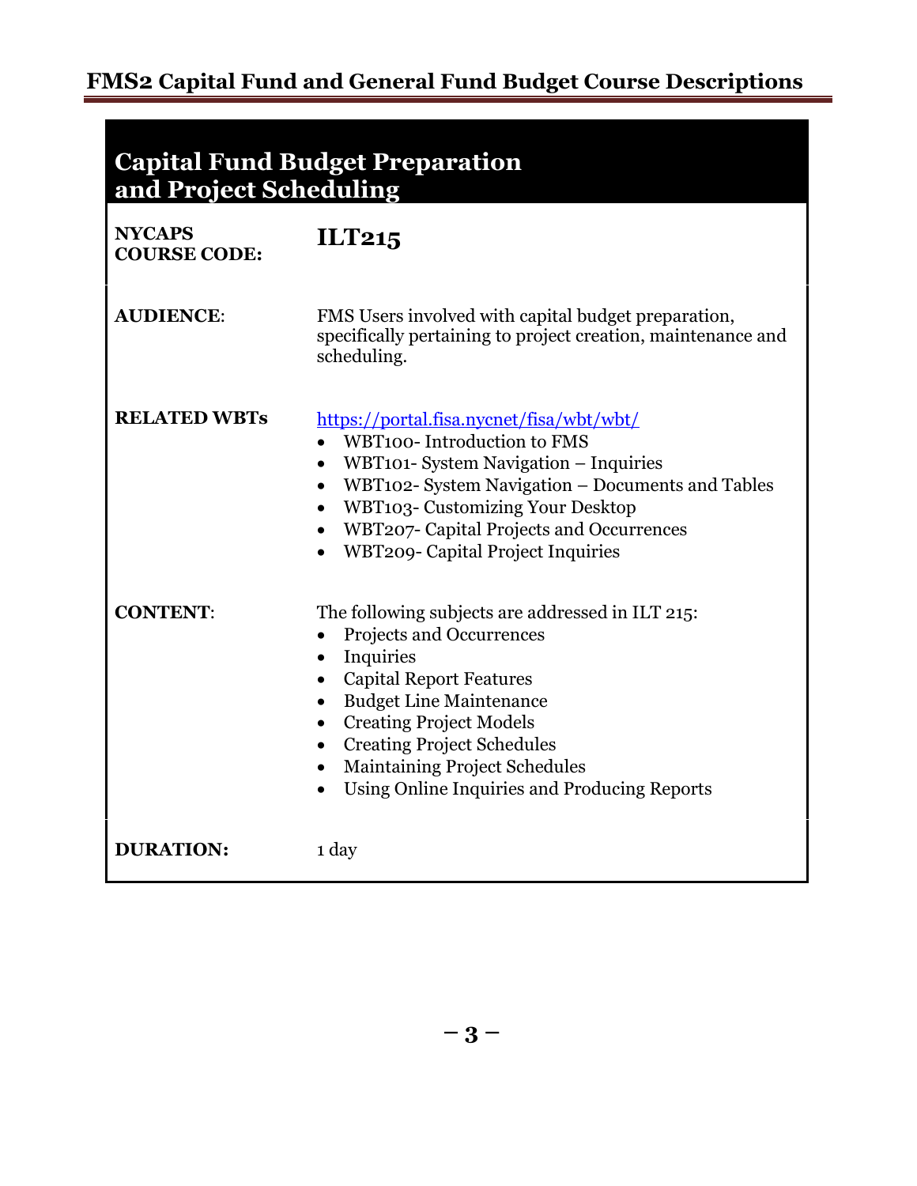## Capital Fund Budget Preparation and Project Scheduling

**NYCAPS COURSE CODE:** **ILT215**

**AUDIENCE**: FMS Users involved with capital budget preparation, specifically pertaining to project creation, maintenance and scheduling.

**RELATED WBTs** https://portal.fisa.nycnet/fisa/wbt/wbt/

- WBT100- Introduction to FMS
- WBT101- System Navigation – Inquiries
- WBT102- System Navigation – Documents and Tables
- WBT103- Customizing Your Desktop
- WBT207- Capital Projects and Occurrences
- WBT209- Capital Project Inquiries

**CONTENT**: The following subjects are addressed in ILT 215:

- Projects and Occurrences
- Inquiries
- Capital Report Features
- Budget Line Maintenance
- Creating Project Models
- Creating Project Schedules
- Maintaining Project Schedules
- Using Online Inquiries and Producing Reports

**DURATION:** 1 day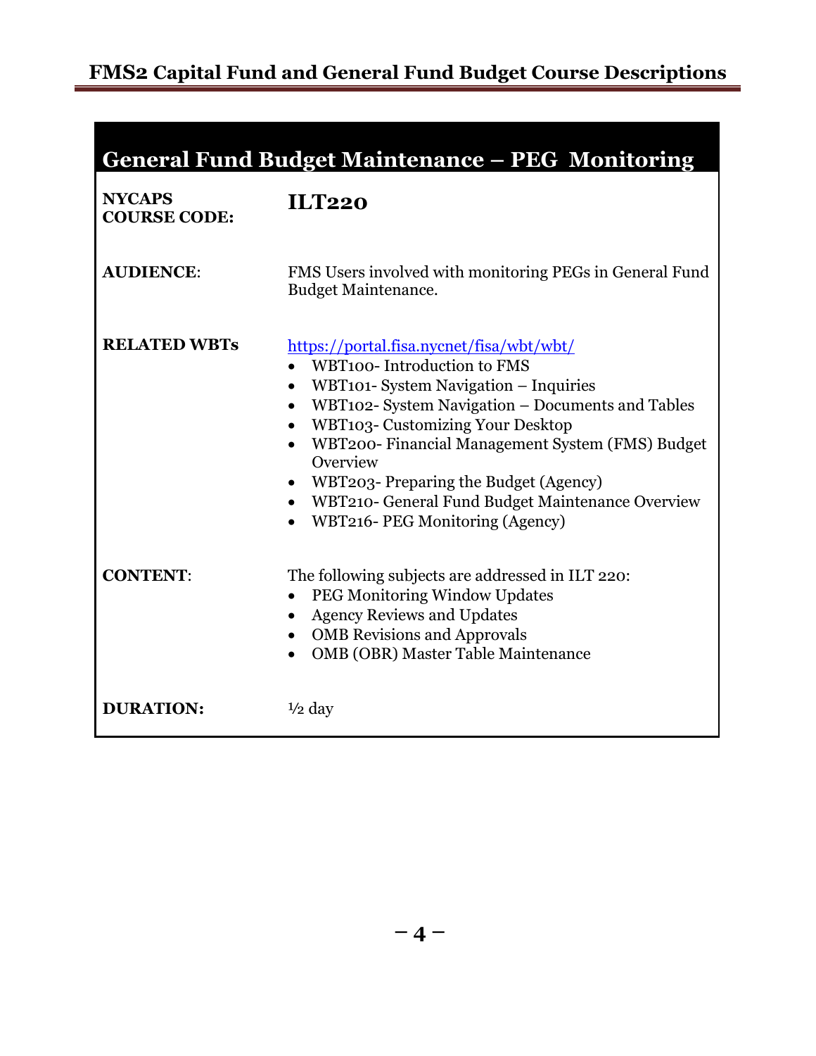## General Fund Budget Maintenance – PEG Monitoring

**NYCAPS COURSE CODE:** **ILT220**

**AUDIENCE**: FMS Users involved with monitoring PEGs in General Fund Budget Maintenance.

**RELATED WBTs**

https://portal.fisa.nycnet/fisa/wbt/wbt/

- WBT100- Introduction to FMS
- WBT101- System Navigation – Inquiries
- WBT102- System Navigation – Documents and Tables
- WBT103- Customizing Your Desktop
- WBT200- Financial Management System (FMS) Budget Overview
- WBT203- Preparing the Budget (Agency)
- WBT210- General Fund Budget Maintenance Overview
- WBT216- PEG Monitoring (Agency)

**CONTENT**:

The following subjects are addressed in ILT 220:

- PEG Monitoring Window Updates
- Agency Reviews and Updates
- OMB Revisions and Approvals
- OMB (OBR) Master Table Maintenance

**DURATION:** ½ day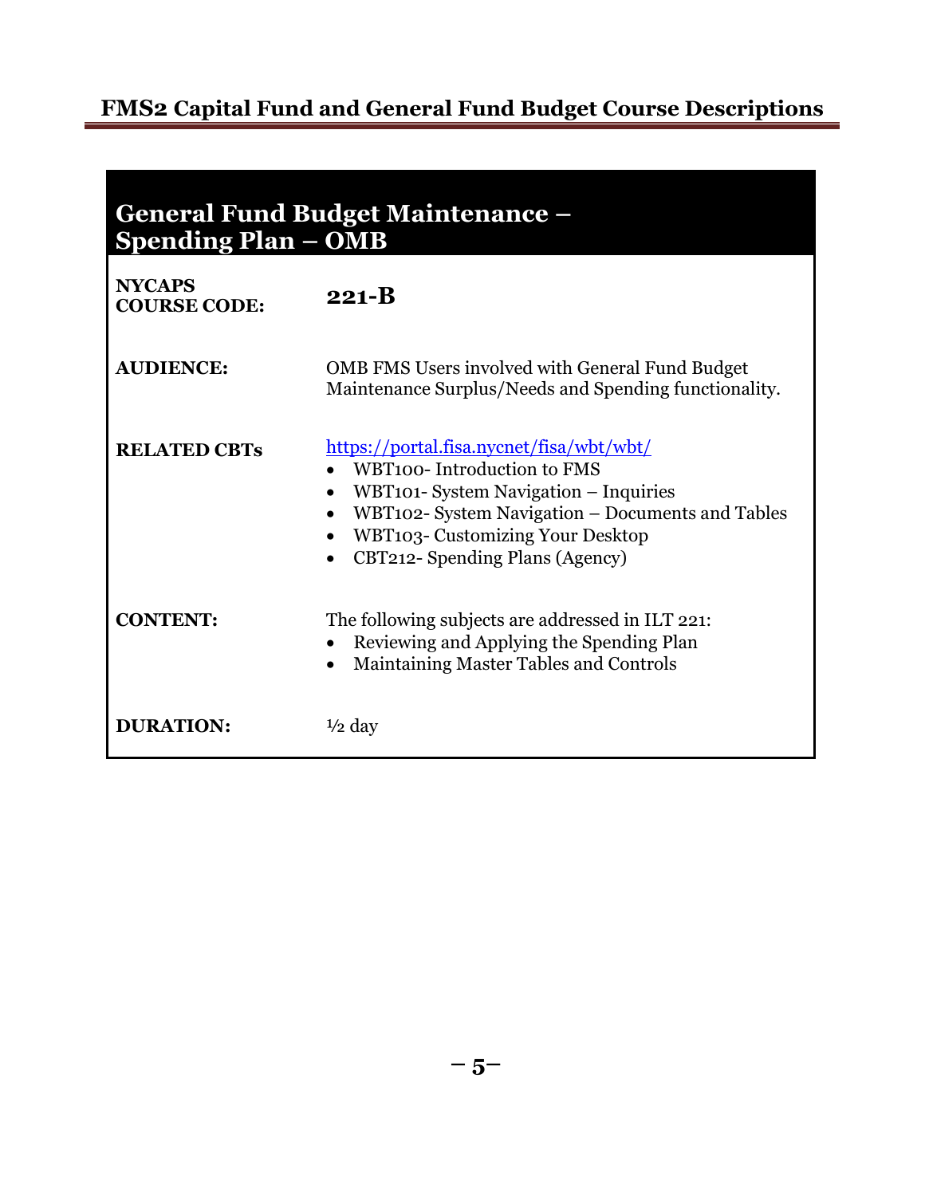## General Fund Budget Maintenance – Spending Plan – OMB

| | |
|---|---|
| **NYCAPS COURSE CODE:** | **221-B** |
| **AUDIENCE:** | OMB FMS Users involved with General Fund Budget Maintenance Surplus/Needs and Spending functionality. |
| **RELATED CBTs** | https://portal.fisa.nycnet/fisa/wbt/wbt/<br>• WBT100- Introduction to FMS<br>• WBT101- System Navigation – Inquiries<br>• WBT102- System Navigation – Documents and Tables<br>• WBT103- Customizing Your Desktop<br>• CBT212- Spending Plans (Agency) |
| **CONTENT:** | The following subjects are addressed in ILT 221:<br>• Reviewing and Applying the Spending Plan<br>• Maintaining Master Tables and Controls |
| **DURATION:** | ½ day |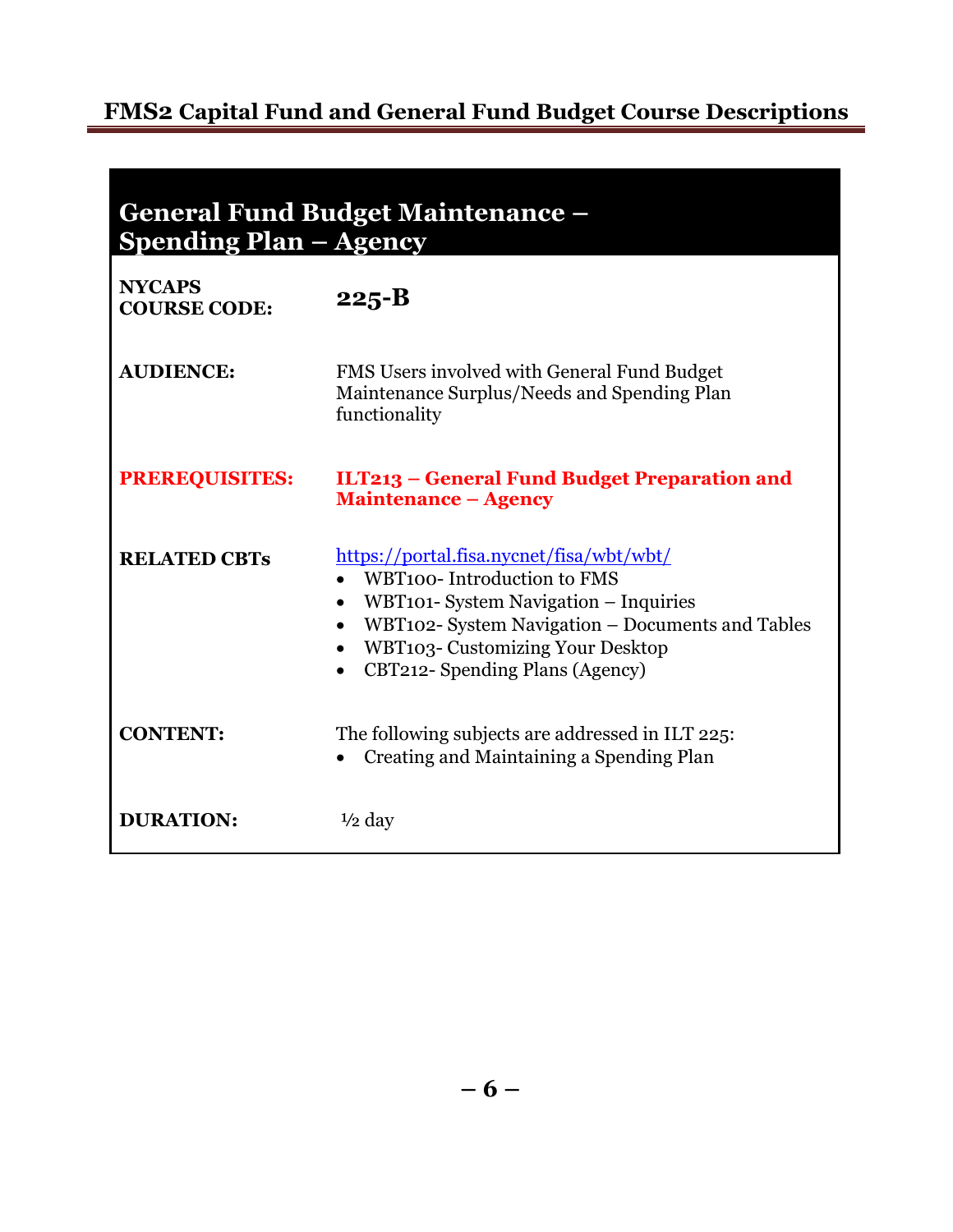## General Fund Budget Maintenance – Spending Plan – Agency

| | |
|---|---|
| **NYCAPS COURSE CODE:** | **225-B** |
| **AUDIENCE:** | FMS Users involved with General Fund Budget Maintenance Surplus/Needs and Spending Plan functionality |
| **PREREQUISITES:** | **ILT213 – General Fund Budget Preparation and Maintenance – Agency** |
| **RELATED CBTs** | https://portal.fisa.nycnet/fisa/wbt/wbt/ <br>• WBT100- Introduction to FMS <br>• WBT101- System Navigation – Inquiries <br>• WBT102- System Navigation – Documents and Tables <br>• WBT103- Customizing Your Desktop <br>• CBT212- Spending Plans (Agency) |
| **CONTENT:** | The following subjects are addressed in ILT 225: <br>• Creating and Maintaining a Spending Plan |
| **DURATION:** | ½ day |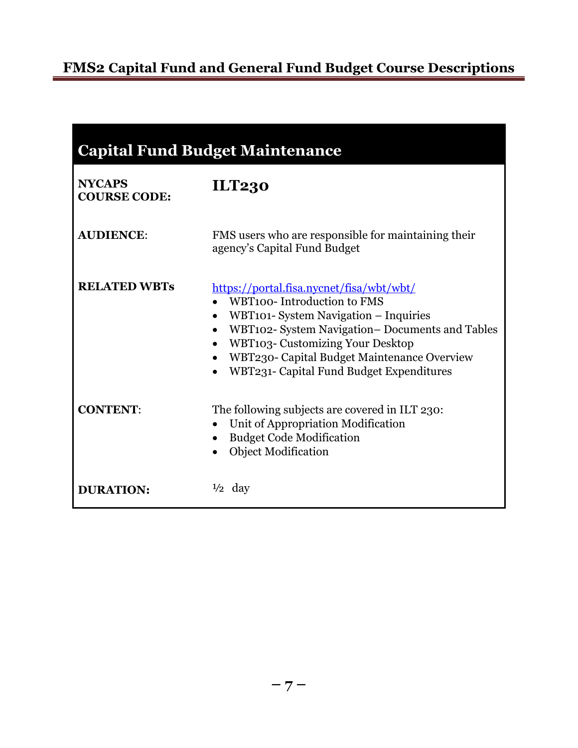# FMS2 Capital Fund and General Fund Budget Course Descriptions

## Capital Fund Budget Maintenance

**NYCAPS COURSE CODE:** **ILT230**

**AUDIENCE**: FMS users who are responsible for maintaining their agency's Capital Fund Budget

**RELATED WBTs** https://portal.fisa.nycnet/fisa/wbt/wbt/

- WBT100- Introduction to FMS
- WBT101- System Navigation – Inquiries
- WBT102- System Navigation– Documents and Tables
- WBT103- Customizing Your Desktop
- WBT230- Capital Budget Maintenance Overview
- WBT231- Capital Fund Budget Expenditures

**CONTENT**: The following subjects are covered in ILT 230:

- Unit of Appropriation Modification
- Budget Code Modification
- Object Modification

**DURATION:** ½ day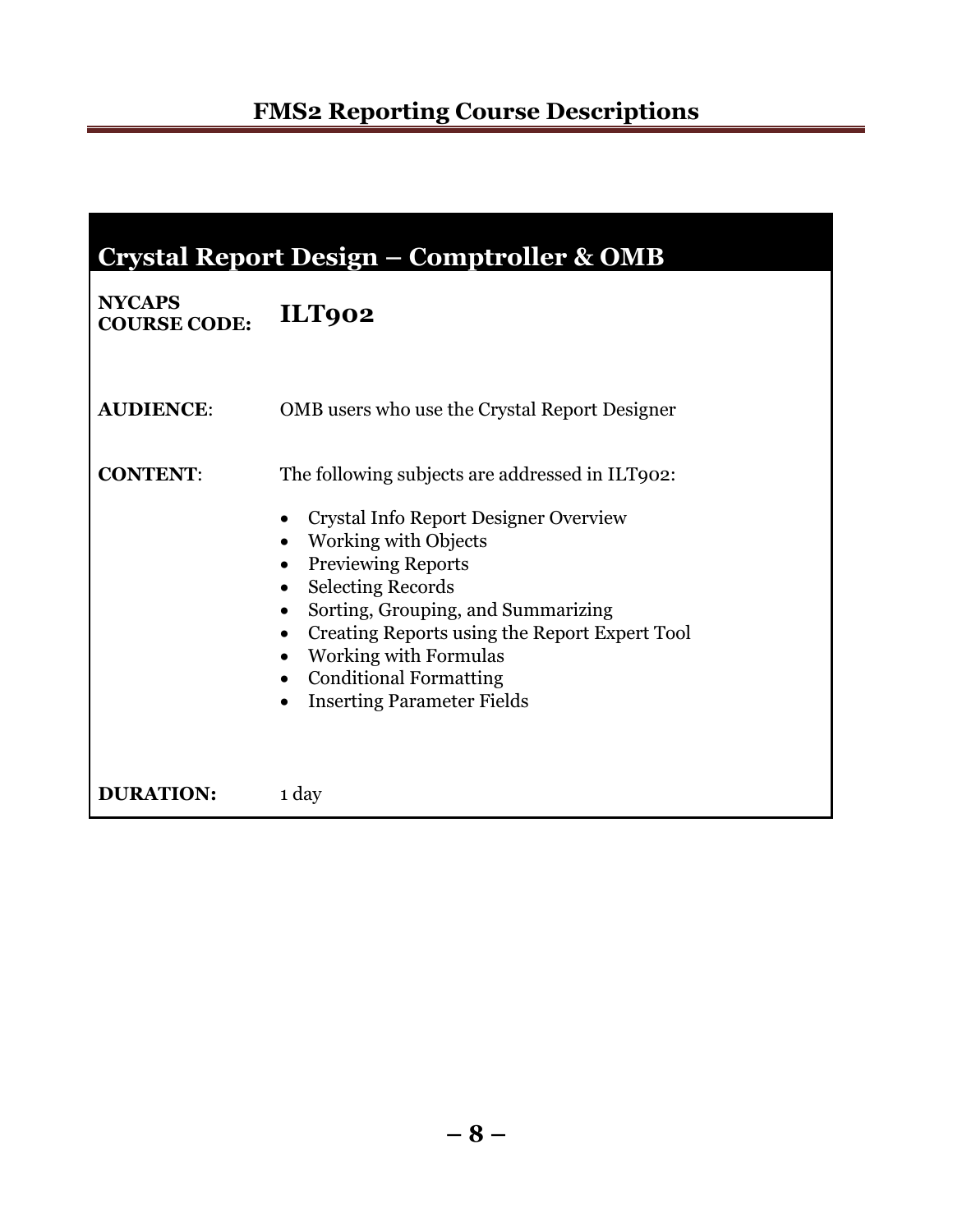## Crystal Report Design – Comptroller & OMB

**NYCAPS COURSE CODE:** **ILT902**

**AUDIENCE**: OMB users who use the Crystal Report Designer

**CONTENT**: The following subjects are addressed in ILT902:

- Crystal Info Report Designer Overview
- Working with Objects
- Previewing Reports
- Selecting Records
- Sorting, Grouping, and Summarizing
- Creating Reports using the Report Expert Tool
- Working with Formulas
- Conditional Formatting
- Inserting Parameter Fields

**DURATION:** 1 day